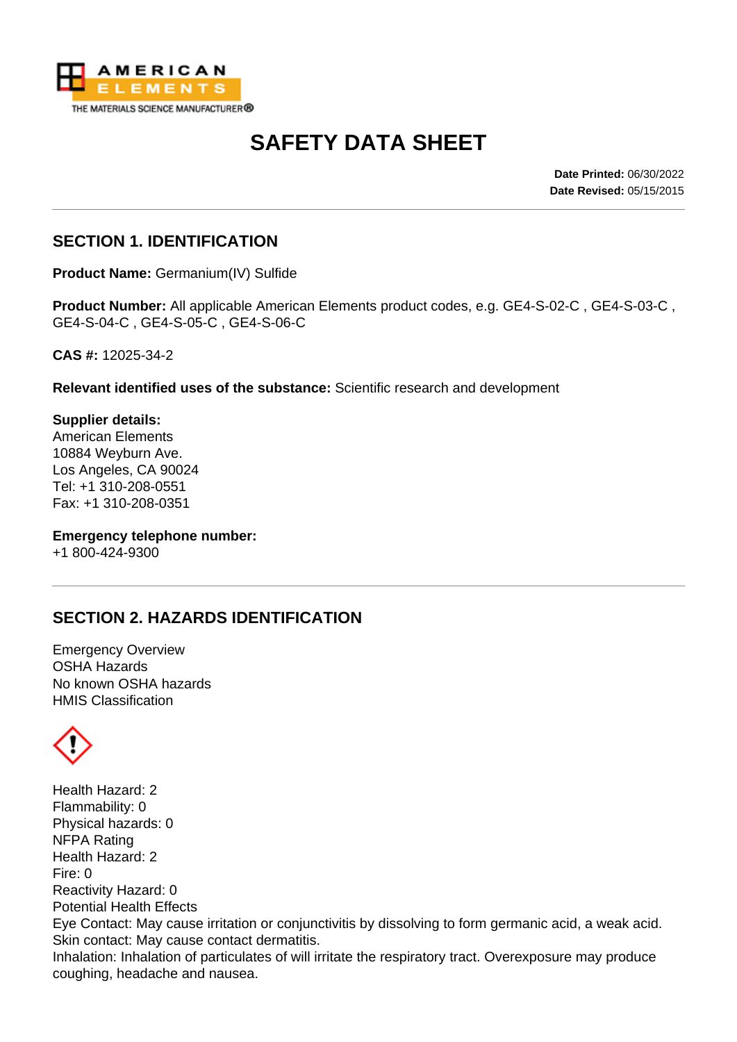AMERICAN ELEMENTS
THE MATERIALS SCIENCE MANUFACTURER®

# SAFETY DATA SHEET

**Date Printed:** 06/30/2022
**Date Revised:** 05/15/2015

## SECTION 1. IDENTIFICATION

**Product Name:** Germanium(IV) Sulfide

**Product Number:** All applicable American Elements product codes, e.g. GE4-S-02-C , GE4-S-03-C , GE4-S-04-C , GE4-S-05-C , GE4-S-06-C

**CAS #:** 12025-34-2

**Relevant identified uses of the substance:** Scientific research and development

**Supplier details:**
American Elements
10884 Weyburn Ave.
Los Angeles, CA 90024
Tel: +1 310-208-0551
Fax: +1 310-208-0351

**Emergency telephone number:**
+1 800-424-9300

## SECTION 2. HAZARDS IDENTIFICATION

Emergency Overview
OSHA Hazards
No known OSHA hazards
HMIS Classification

Health Hazard: 2
Flammability: 0
Physical hazards: 0
NFPA Rating
Health Hazard: 2
Fire: 0
Reactivity Hazard: 0
Potential Health Effects
Eye Contact: May cause irritation or conjunctivitis by dissolving to form germanic acid, a weak acid.
Skin contact: May cause contact dermatitis.
Inhalation: Inhalation of particulates of will irritate the respiratory tract. Overexposure may produce coughing, headache and nausea.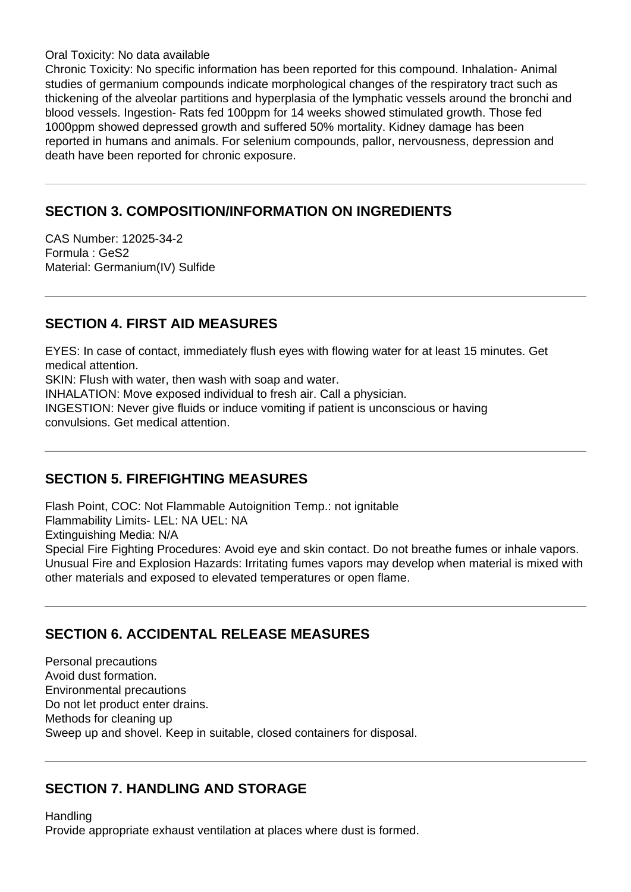Oral Toxicity: No data available

Chronic Toxicity: No specific information has been reported for this compound. Inhalation- Animal studies of germanium compounds indicate morphological changes of the respiratory tract such as thickening of the alveolar partitions and hyperplasia of the lymphatic vessels around the bronchi and blood vessels. Ingestion- Rats fed 100ppm for 14 weeks showed stimulated growth. Those fed 1000ppm showed depressed growth and suffered 50% mortality. Kidney damage has been reported in humans and animals. For selenium compounds, pallor, nervousness, depression and death have been reported for chronic exposure.

---

## SECTION 3. COMPOSITION/INFORMATION ON INGREDIENTS

CAS Number: 12025-34-2
Formula : $GeS_2$
Material: Germanium(IV) Sulfide

---

## SECTION 4. FIRST AID MEASURES

EYES: In case of contact, immediately flush eyes with flowing water for at least 15 minutes. Get medical attention.
SKIN: Flush with water, then wash with soap and water.
INHALATION: Move exposed individual to fresh air. Call a physician.
INGESTION: Never give fluids or induce vomiting if patient is unconscious or having convulsions. Get medical attention.

---

## SECTION 5. FIREFIGHTING MEASURES

Flash Point, COC: Not Flammable Autoignition Temp.: not ignitable
Flammability Limits- LEL: NA UEL: NA
Extinguishing Media: N/A
Special Fire Fighting Procedures: Avoid eye and skin contact. Do not breathe fumes or inhale vapors.
Unusual Fire and Explosion Hazards: Irritating fumes vapors may develop when material is mixed with other materials and exposed to elevated temperatures or open flame.

---

## SECTION 6. ACCIDENTAL RELEASE MEASURES

Personal precautions
Avoid dust formation.
Environmental precautions
Do not let product enter drains.
Methods for cleaning up
Sweep up and shovel. Keep in suitable, closed containers for disposal.

---

## SECTION 7. HANDLING AND STORAGE

Handling
Provide appropriate exhaust ventilation at places where dust is formed.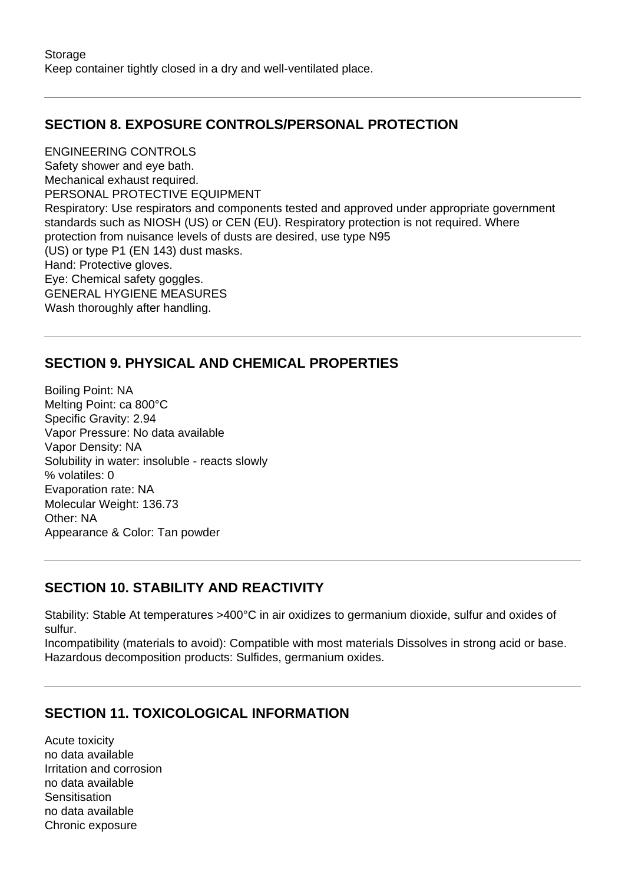Storage
Keep container tightly closed in a dry and well-ventilated place.

---

## SECTION 8. EXPOSURE CONTROLS/PERSONAL PROTECTION

ENGINEERING CONTROLS
Safety shower and eye bath.
Mechanical exhaust required.
PERSONAL PROTECTIVE EQUIPMENT
Respiratory: Use respirators and components tested and approved under appropriate government standards such as NIOSH (US) or CEN (EU). Respiratory protection is not required. Where protection from nuisance levels of dusts are desired, use type N95
(US) or type P1 (EN 143) dust masks.
Hand: Protective gloves.
Eye: Chemical safety goggles.
GENERAL HYGIENE MEASURES
Wash thoroughly after handling.

---

## SECTION 9. PHYSICAL AND CHEMICAL PROPERTIES

Boiling Point: NA
Melting Point: ca 800°C
Specific Gravity: 2.94
Vapor Pressure: No data available
Vapor Density: NA
Solubility in water: insoluble - reacts slowly
% volatiles: 0
Evaporation rate: NA
Molecular Weight: 136.73
Other: NA
Appearance & Color: Tan powder

---

## SECTION 10. STABILITY AND REACTIVITY

Stability: Stable At temperatures >400°C in air oxidizes to germanium dioxide, sulfur and oxides of sulfur.
Incompatibility (materials to avoid): Compatible with most materials Dissolves in strong acid or base.
Hazardous decomposition products: Sulfides, germanium oxides.

---

## SECTION 11. TOXICOLOGICAL INFORMATION

Acute toxicity
no data available
Irritation and corrosion
no data available
Sensitisation
no data available
Chronic exposure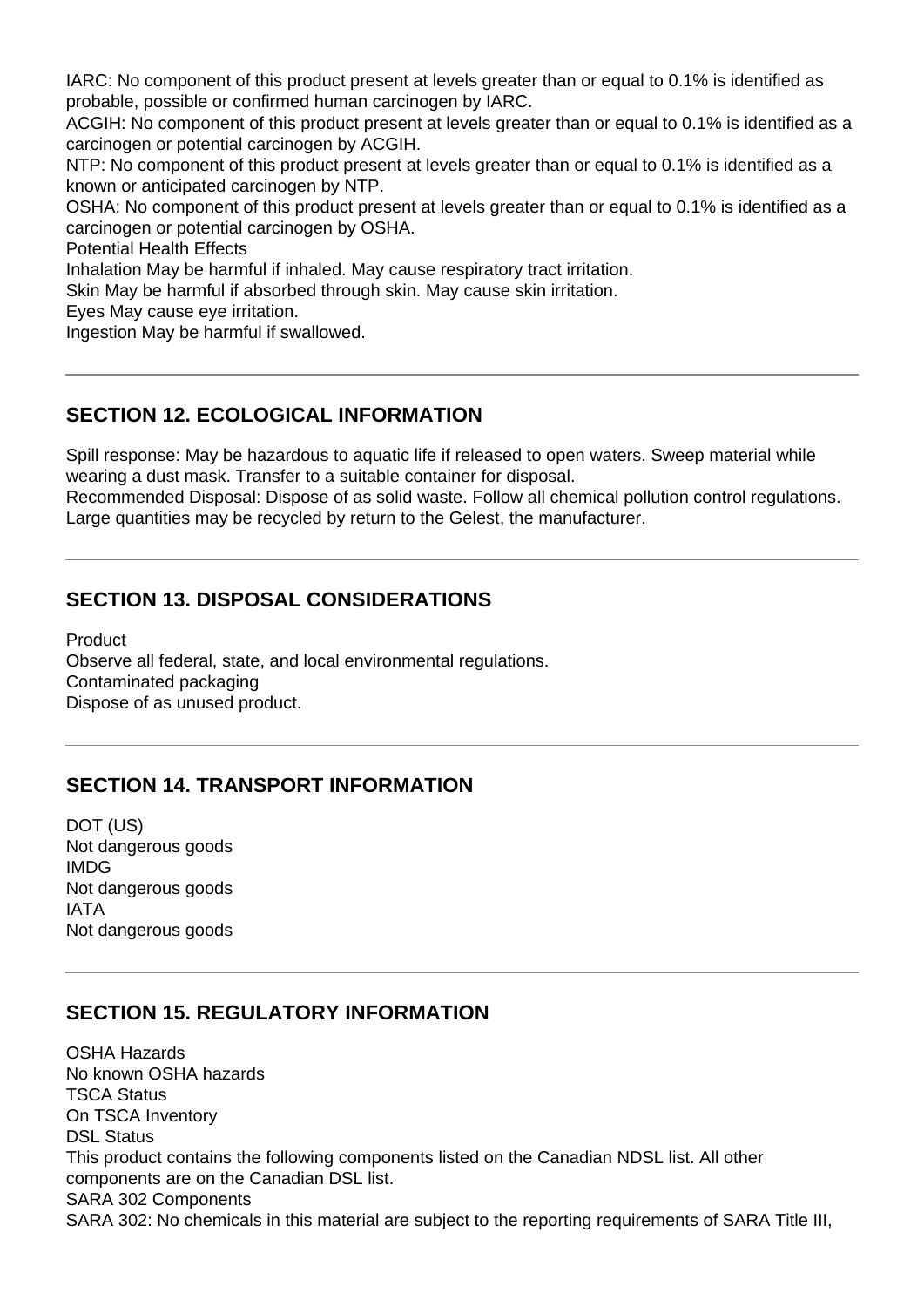IARC: No component of this product present at levels greater than or equal to 0.1% is identified as probable, possible or confirmed human carcinogen by IARC.
ACGIH: No component of this product present at levels greater than or equal to 0.1% is identified as a carcinogen or potential carcinogen by ACGIH.
NTP: No component of this product present at levels greater than or equal to 0.1% is identified as a known or anticipated carcinogen by NTP.
OSHA: No component of this product present at levels greater than or equal to 0.1% is identified as a carcinogen or potential carcinogen by OSHA.
Potential Health Effects
Inhalation May be harmful if inhaled. May cause respiratory tract irritation.
Skin May be harmful if absorbed through skin. May cause skin irritation.
Eyes May cause eye irritation.
Ingestion May be harmful if swallowed.

---

## SECTION 12. ECOLOGICAL INFORMATION

Spill response: May be hazardous to aquatic life if released to open waters. Sweep material while wearing a dust mask. Transfer to a suitable container for disposal.
Recommended Disposal: Dispose of as solid waste. Follow all chemical pollution control regulations. Large quantities may be recycled by return to the Gelest, the manufacturer.

---

## SECTION 13. DISPOSAL CONSIDERATIONS

Product
Observe all federal, state, and local environmental regulations.
Contaminated packaging
Dispose of as unused product.

---

## SECTION 14. TRANSPORT INFORMATION

DOT (US)
Not dangerous goods
IMDG
Not dangerous goods
IATA
Not dangerous goods

---

## SECTION 15. REGULATORY INFORMATION

OSHA Hazards
No known OSHA hazards
TSCA Status
On TSCA Inventory
DSL Status
This product contains the following components listed on the Canadian NDSL list. All other components are on the Canadian DSL list.
SARA 302 Components
SARA 302: No chemicals in this material are subject to the reporting requirements of SARA Title III,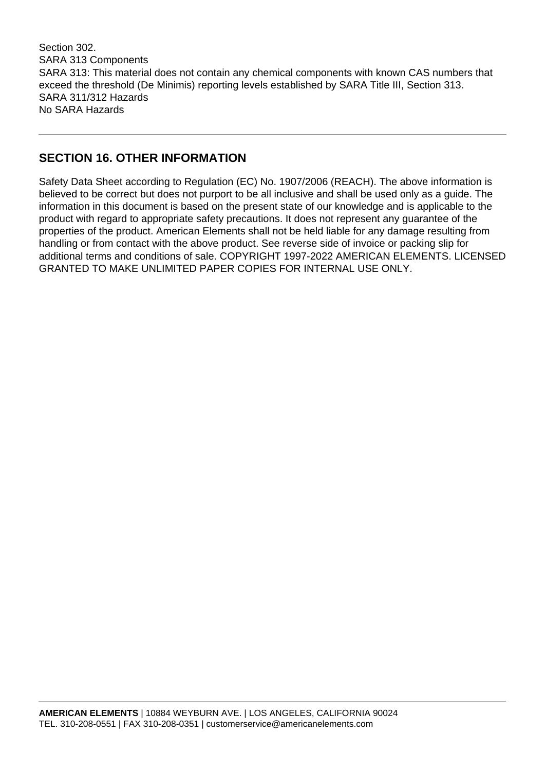Section 302.
SARA 313 Components
SARA 313: This material does not contain any chemical components with known CAS numbers that exceed the threshold (De Minimis) reporting levels established by SARA Title III, Section 313.
SARA 311/312 Hazards
No SARA Hazards

## SECTION 16. OTHER INFORMATION

Safety Data Sheet according to Regulation (EC) No. 1907/2006 (REACH). The above information is believed to be correct but does not purport to be all inclusive and shall be used only as a guide. The information in this document is based on the present state of our knowledge and is applicable to the product with regard to appropriate safety precautions. It does not represent any guarantee of the properties of the product. American Elements shall not be held liable for any damage resulting from handling or from contact with the above product. See reverse side of invoice or packing slip for additional terms and conditions of sale. COPYRIGHT 1997-2022 AMERICAN ELEMENTS. LICENSED GRANTED TO MAKE UNLIMITED PAPER COPIES FOR INTERNAL USE ONLY.